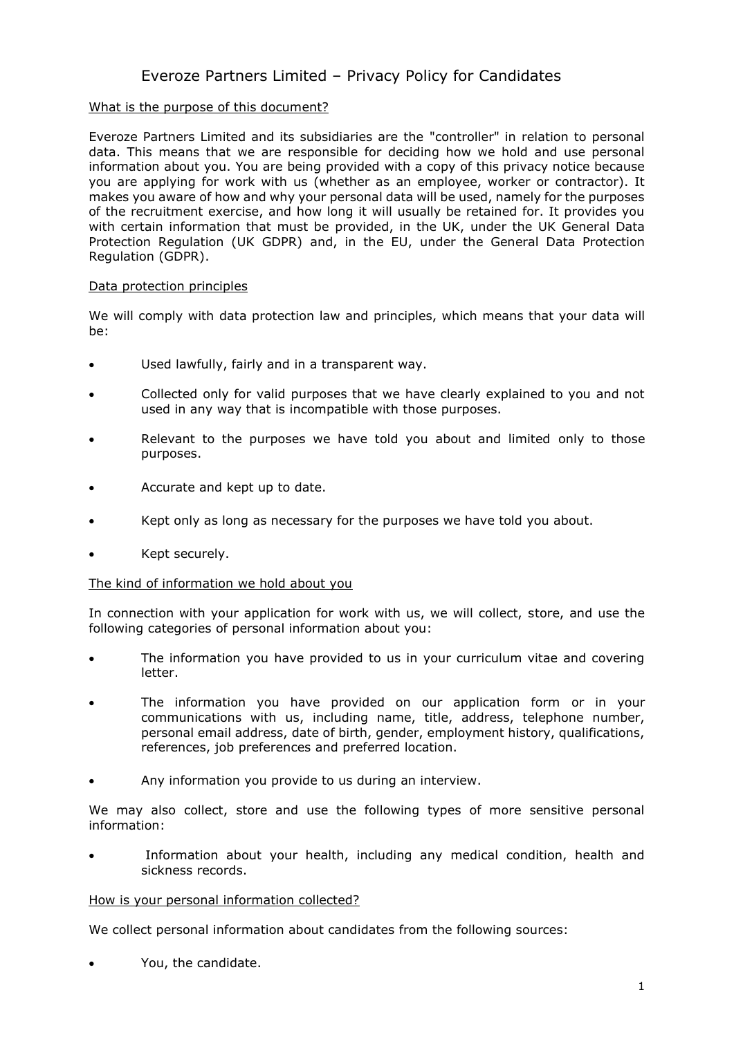# Everoze Partners Limited – Privacy Policy for Candidates

## What is the purpose of this document?

Everoze Partners Limited and its subsidiaries are the "controller" in relation to personal data. This means that we are responsible for deciding how we hold and use personal information about you. You are being provided with a copy of this privacy notice because you are applying for work with us (whether as an employee, worker or contractor). It makes you aware of how and why your personal data will be used, namely for the purposes of the recruitment exercise, and how long it will usually be retained for. It provides you with certain information that must be provided, in the UK, under the UK General Data Protection Regulation (UK GDPR) and, in the EU, under the General Data Protection Regulation (GDPR).

## Data protection principles

We will comply with data protection law and principles, which means that your data will be:

- Used lawfully, fairly and in a transparent way.
- Collected only for valid purposes that we have clearly explained to you and not used in any way that is incompatible with those purposes.
- Relevant to the purposes we have told you about and limited only to those purposes.
- Accurate and kept up to date.
- Kept only as long as necessary for the purposes we have told you about.
- Kept securely.

## The kind of information we hold about you

In connection with your application for work with us, we will collect, store, and use the following categories of personal information about you:

- The information you have provided to us in your curriculum vitae and covering letter.
- The information you have provided on our application form or in your communications with us, including name, title, address, telephone number, personal email address, date of birth, gender, employment history, qualifications, references, job preferences and preferred location.
- Any information you provide to us during an interview.

We may also collect, store and use the following types of more sensitive personal information:

- Information about your health, including any medical condition, health and sickness records.

## How is your personal information collected?

We collect personal information about candidates from the following sources:

- You, the candidate.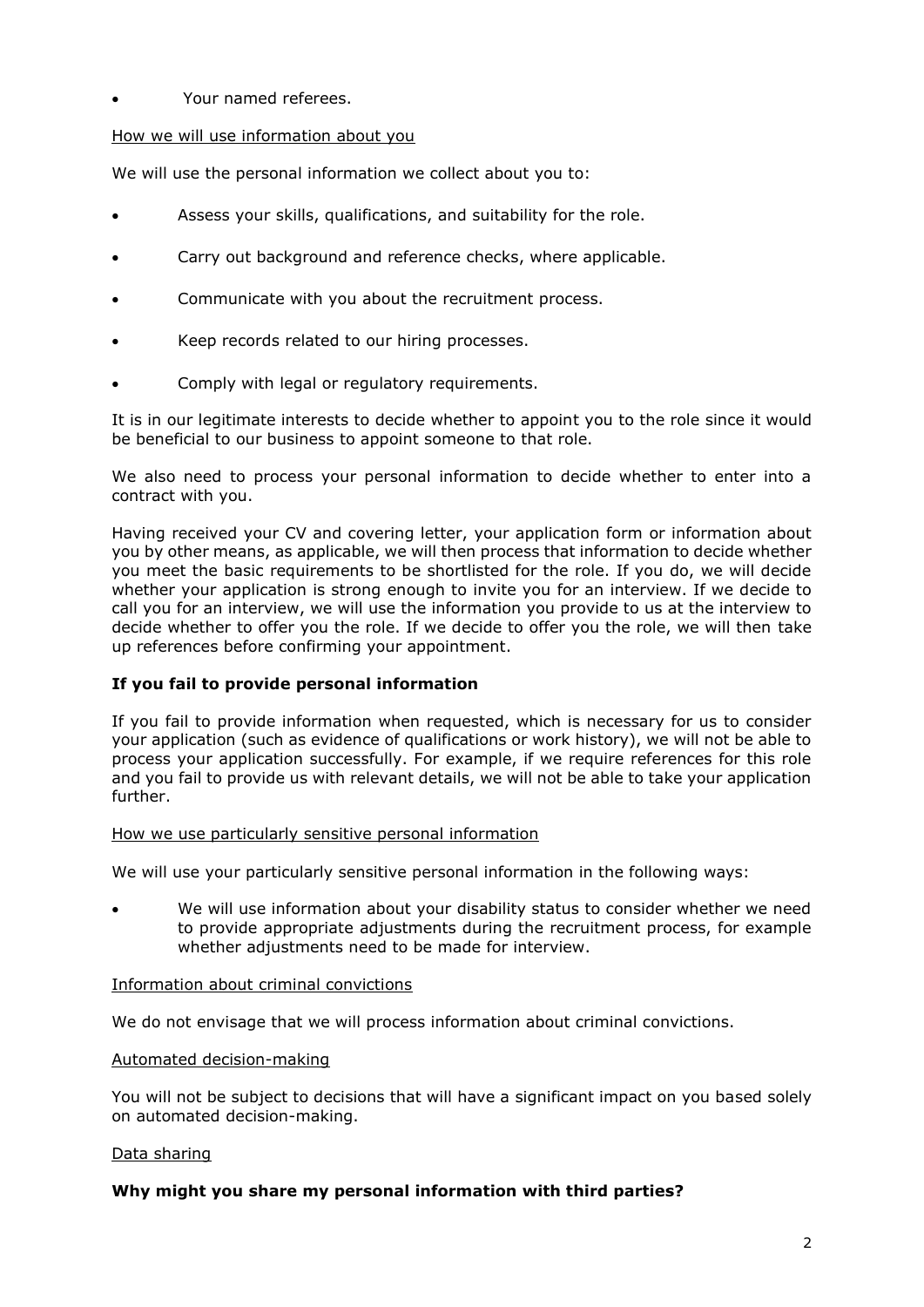- Your named referees.

How we will use information about you

We will use the personal information we collect about you to:

- Assess your skills, qualifications, and suitability for the role.
- Carry out background and reference checks, where applicable.
- Communicate with you about the recruitment process.
- Keep records related to our hiring processes.
- Comply with legal or regulatory requirements.

It is in our legitimate interests to decide whether to appoint you to the role since it would be beneficial to our business to appoint someone to that role.

We also need to process your personal information to decide whether to enter into a contract with you.

Having received your CV and covering letter, your application form or information about you by other means, as applicable, we will then process that information to decide whether you meet the basic requirements to be shortlisted for the role. If you do, we will decide whether your application is strong enough to invite you for an interview. If we decide to call you for an interview, we will use the information you provide to us at the interview to decide whether to offer you the role. If we decide to offer you the role, we will then take up references before confirming your appointment.

**If you fail to provide personal information**

If you fail to provide information when requested, which is necessary for us to consider your application (such as evidence of qualifications or work history), we will not be able to process your application successfully. For example, if we require references for this role and you fail to provide us with relevant details, we will not be able to take your application further.

How we use particularly sensitive personal information

We will use your particularly sensitive personal information in the following ways:

- We will use information about your disability status to consider whether we need to provide appropriate adjustments during the recruitment process, for example whether adjustments need to be made for interview.

Information about criminal convictions

We do not envisage that we will process information about criminal convictions.

Automated decision-making

You will not be subject to decisions that will have a significant impact on you based solely on automated decision-making.

Data sharing

**Why might you share my personal information with third parties?**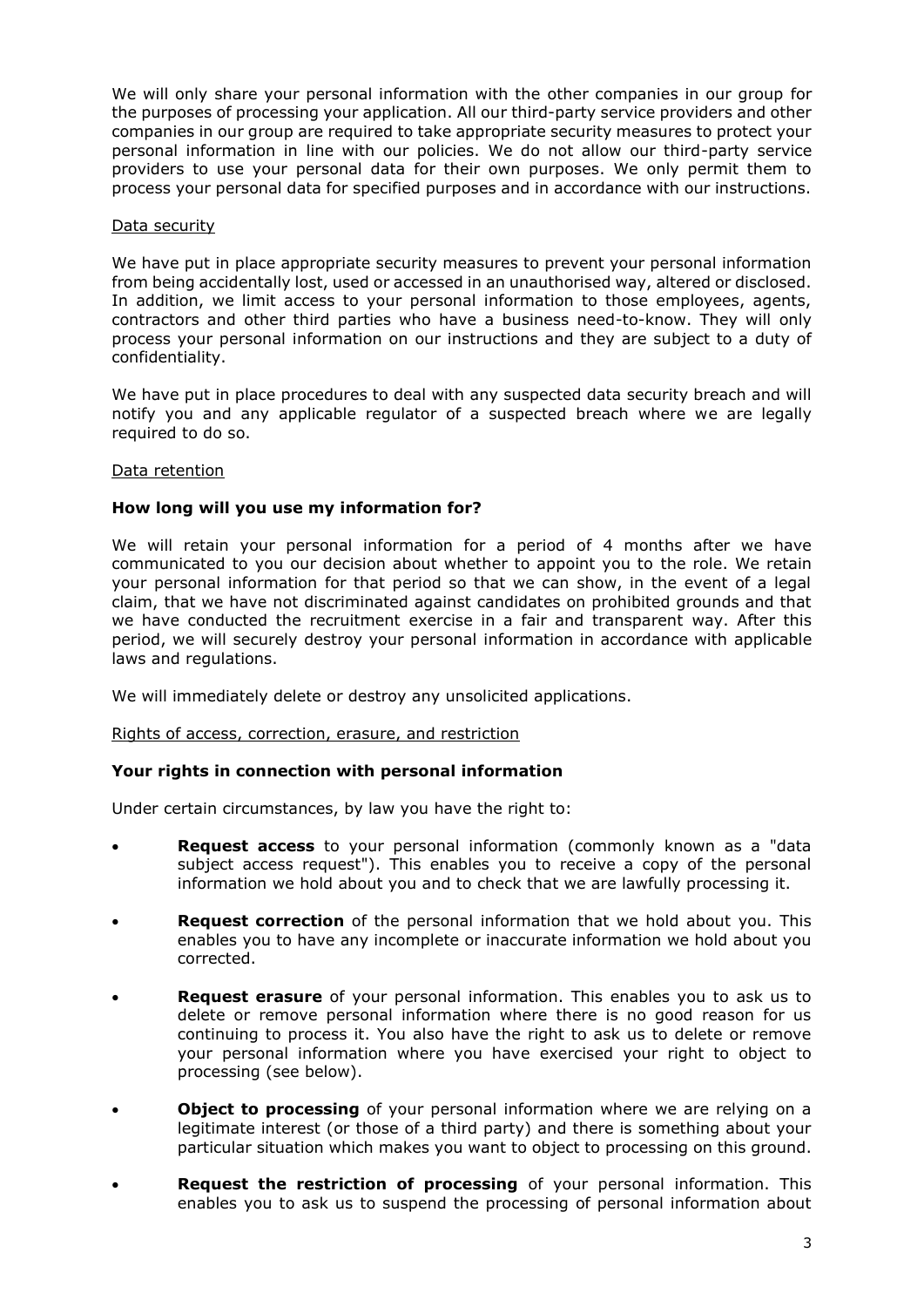We will only share your personal information with the other companies in our group for the purposes of processing your application. All our third-party service providers and other companies in our group are required to take appropriate security measures to protect your personal information in line with our policies. We do not allow our third-party service providers to use your personal data for their own purposes. We only permit them to process your personal data for specified purposes and in accordance with our instructions.

<u>Data security</u>

We have put in place appropriate security measures to prevent your personal information from being accidentally lost, used or accessed in an unauthorised way, altered or disclosed. In addition, we limit access to your personal information to those employees, agents, contractors and other third parties who have a business need-to-know. They will only process your personal information on our instructions and they are subject to a duty of confidentiality.

We have put in place procedures to deal with any suspected data security breach and will notify you and any applicable regulator of a suspected breach where we are legally required to do so.

<u>Data retention</u>

**How long will you use my information for?**

We will retain your personal information for a period of 4 months after we have communicated to you our decision about whether to appoint you to the role. We retain your personal information for that period so that we can show, in the event of a legal claim, that we have not discriminated against candidates on prohibited grounds and that we have conducted the recruitment exercise in a fair and transparent way. After this period, we will securely destroy your personal information in accordance with applicable laws and regulations.

We will immediately delete or destroy any unsolicited applications.

<u>Rights of access, correction, erasure, and restriction</u>

**Your rights in connection with personal information**

Under certain circumstances, by law you have the right to:

- **Request access** to your personal information (commonly known as a "data subject access request"). This enables you to receive a copy of the personal information we hold about you and to check that we are lawfully processing it.
- **Request correction** of the personal information that we hold about you. This enables you to have any incomplete or inaccurate information we hold about you corrected.
- **Request erasure** of your personal information. This enables you to ask us to delete or remove personal information where there is no good reason for us continuing to process it. You also have the right to ask us to delete or remove your personal information where you have exercised your right to object to processing (see below).
- **Object to processing** of your personal information where we are relying on a legitimate interest (or those of a third party) and there is something about your particular situation which makes you want to object to processing on this ground.
- **Request the restriction of processing** of your personal information. This enables you to ask us to suspend the processing of personal information about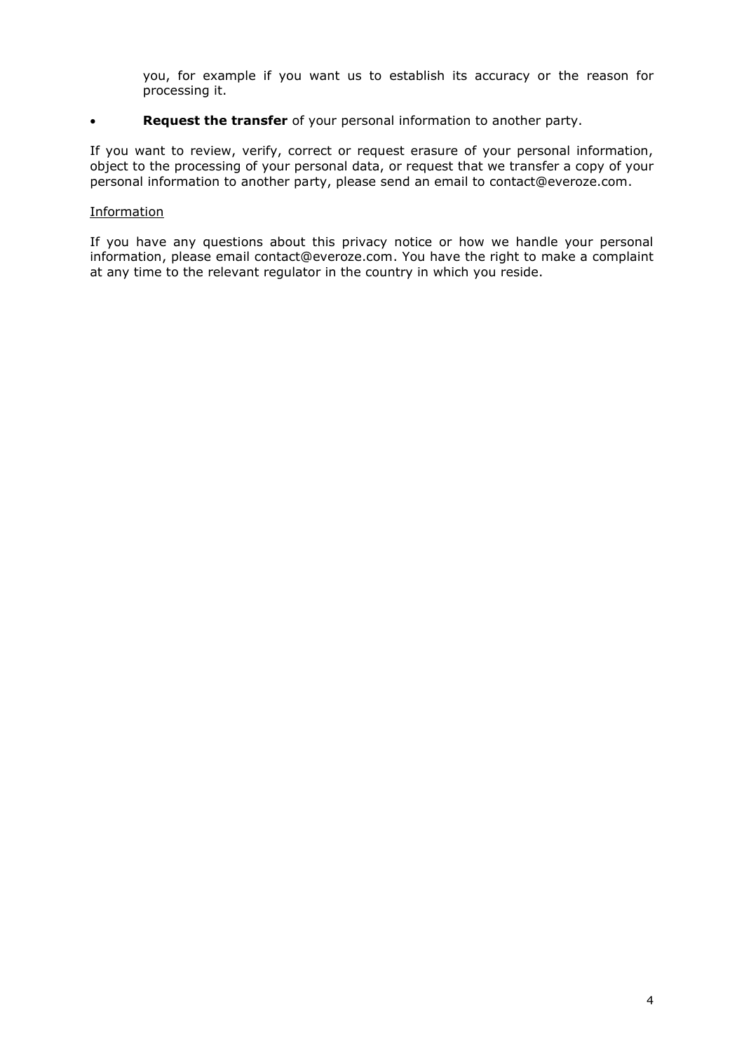you, for example if you want us to establish its accuracy or the reason for processing it.

- **Request the transfer** of your personal information to another party.

If you want to review, verify, correct or request erasure of your personal information, object to the processing of your personal data, or request that we transfer a copy of your personal information to another party, please send an email to contact@everoze.com.

Information

If you have any questions about this privacy notice or how we handle your personal information, please email contact@everoze.com. You have the right to make a complaint at any time to the relevant regulator in the country in which you reside.